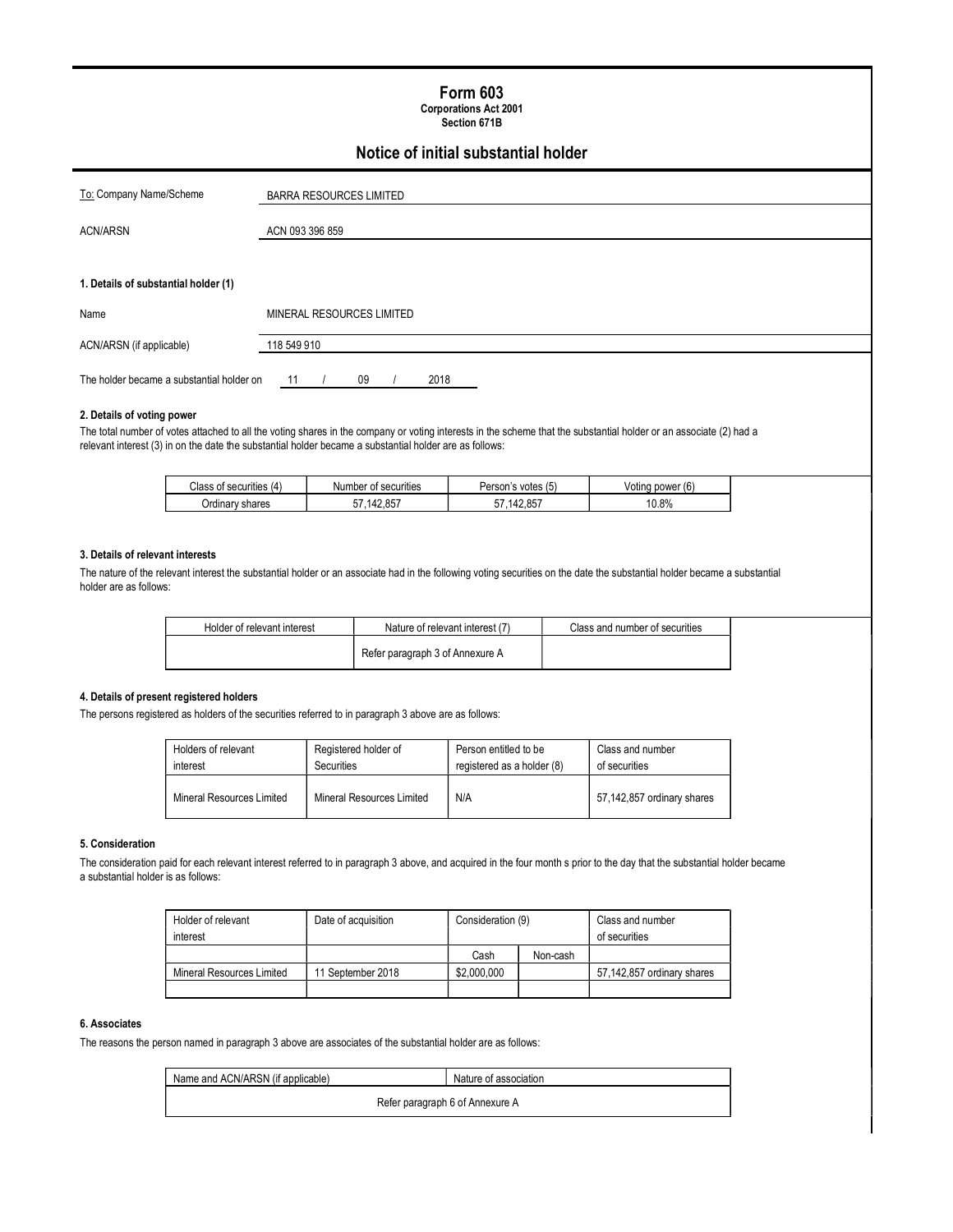# Form 603

**Corporations Act 2001**
**Section 671B**

## Notice of initial substantial holder

| | |
|---|---|
| To: Company Name/Scheme | BARRA RESOURCES LIMITED |
| ACN/ARSN | ACN 093 396 859 |

### 1. Details of substantial holder (1)

| | |
|---|---|
| Name | MINERAL RESOURCES LIMITED |
| ACN/ARSN (if applicable) | 118 549 910 |

The holder became a substantial holder on 11 / 09 / 2018

### 2. Details of voting power

The total number of votes attached to all the voting shares in the company or voting interests in the scheme that the substantial holder or an associate (2) had a relevant interest (3) in on the date the substantial holder became a substantial holder are as follows:

| Class of securities (4) | Number of securities | Person's votes (5) | Voting power (6) |
|---|---|---|---|
| Ordinary shares | 57,142,857 | 57,142,857 | 10.8% |

### 3. Details of relevant interests

The nature of the relevant interest the substantial holder or an associate had in the following voting securities on the date the substantial holder became a substantial holder are as follows:

| Holder of relevant interest | Nature of relevant interest (7) | Class and number of securities |
|---|---|---|
| | Refer paragraph 3 of Annexure A | |

### 4. Details of present registered holders

The persons registered as holders of the securities referred to in paragraph 3 above are as follows:

| Holders of relevant interest | Registered holder of Securities | Person entitled to be registered as a holder (8) | Class and number of securities |
|---|---|---|---|
| Mineral Resources Limited | Mineral Resources Limited | N/A | 57,142,857 ordinary shares |

### 5. Consideration

The consideration paid for each relevant interest referred to in paragraph 3 above, and acquired in the four month s prior to the day that the substantial holder became a substantial holder is as follows:

| Holder of relevant interest | Date of acquisition | Consideration (9) | | Class and number of securities |
|---|---|---|---|---|
| | | Cash | Non-cash | |
| Mineral Resources Limited | 11 September 2018 | $2,000,000 | | 57,142,857 ordinary shares |
| | | | | |

### 6. Associates

The reasons the person named in paragraph 3 above are associates of the substantial holder are as follows:

| Name and ACN/ARSN (if applicable) | Nature of association |
|---|---|
| Refer paragraph 6 of Annexure A | |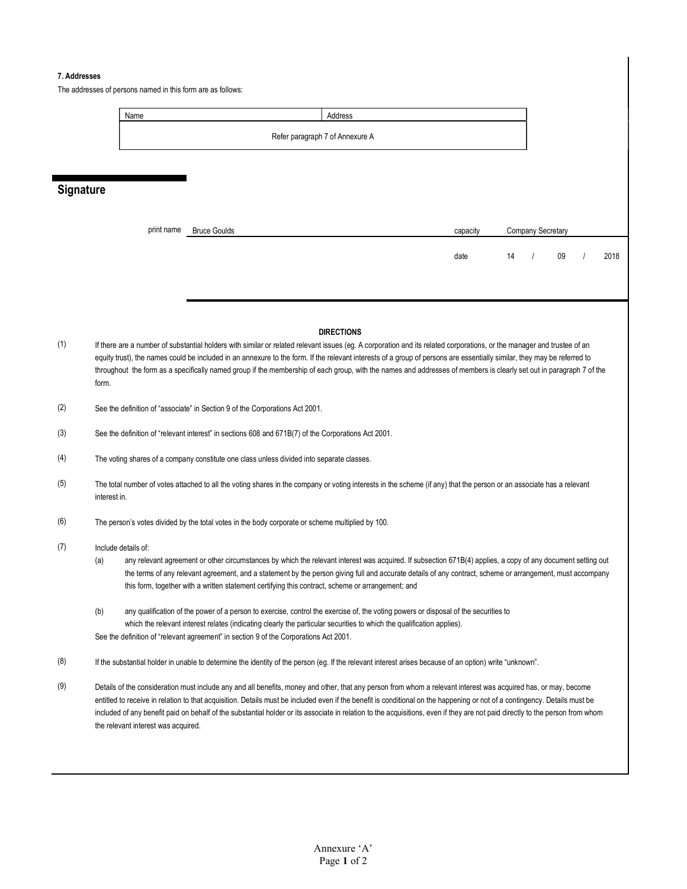**7. Addresses**

The addresses of persons named in this form are as follows:

| Name | Address |
| --- | --- |
| Refer paragraph 7 of Annexure A | |

## Signature

| print name | Bruce Goulds | capacity | Company Secretary |
| --- | --- | --- | --- |
| | | date | 14 / 09 / 2018 |

**DIRECTIONS**

(1) If there are a number of substantial holders with similar or related relevant issues (eg. A corporation and its related corporations, or the manager and trustee of an equity trust), the names could be included in an annexure to the form. If the relevant interests of a group of persons are essentially similar, they may be referred to throughout the form as a specifically named group if the membership of each group, with the names and addresses of members is clearly set out in paragraph 7 of the form.

(2) See the definition of "associate" in Section 9 of the Corporations Act 2001.

(3) See the definition of "relevant interest" in sections 608 and 671B(7) of the Corporations Act 2001.

(4) The voting shares of a company constitute one class unless divided into separate classes.

(5) The total number of votes attached to all the voting shares in the company or voting interests in the scheme (if any) that the person or an associate has a relevant interest in.

(6) The person's votes divided by the total votes in the body corporate or scheme multiplied by 100.

(7) Include details of:

(a) any relevant agreement or other circumstances by which the relevant interest was acquired. If subsection 671B(4) applies, a copy of any document setting out the terms of any relevant agreement, and a statement by the person giving full and accurate details of any contract, scheme or arrangement, must accompany this form, together with a written statement certifying this contract, scheme or arrangement; and

(b) any qualification of the power of a person to exercise, control the exercise of, the voting powers or disposal of the securities to which the relevant interest relates (indicating clearly the particular securities to which the qualification applies).

See the definition of "relevant agreement" in section 9 of the Corporations Act 2001.

(8) If the substantial holder in unable to determine the identity of the person (eg. If the relevant interest arises because of an option) write "unknown".

(9) Details of the consideration must include any and all benefits, money and other, that any person from whom a relevant interest was acquired has, or may, become entitled to receive in relation to that acquisition. Details must be included even if the benefit is conditional on the happening or not of a contingency. Details must be included of any benefit paid on behalf of the substantial holder or its associate in relation to the acquisitions, even if they are not paid directly to the person from whom the relevant interest was acquired.

Annexure 'A'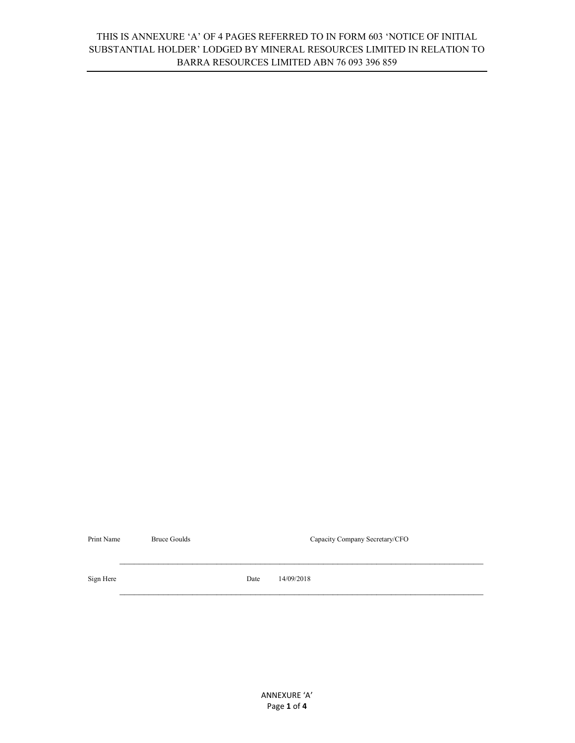THIS IS ANNEXURE 'A' OF 4 PAGES REFERRED TO IN FORM 603 'NOTICE OF INITIAL SUBSTANTIAL HOLDER' LODGED BY MINERAL RESOURCES LIMITED IN RELATION TO BARRA RESOURCES LIMITED ABN 76 093 396 859

| Print Name | Bruce Goulds | Capacity | Company Secretary/CFO |
| --- | --- | --- | --- |
| Sign Here | | Date | 14/09/2018 |

ANNEXURE 'A'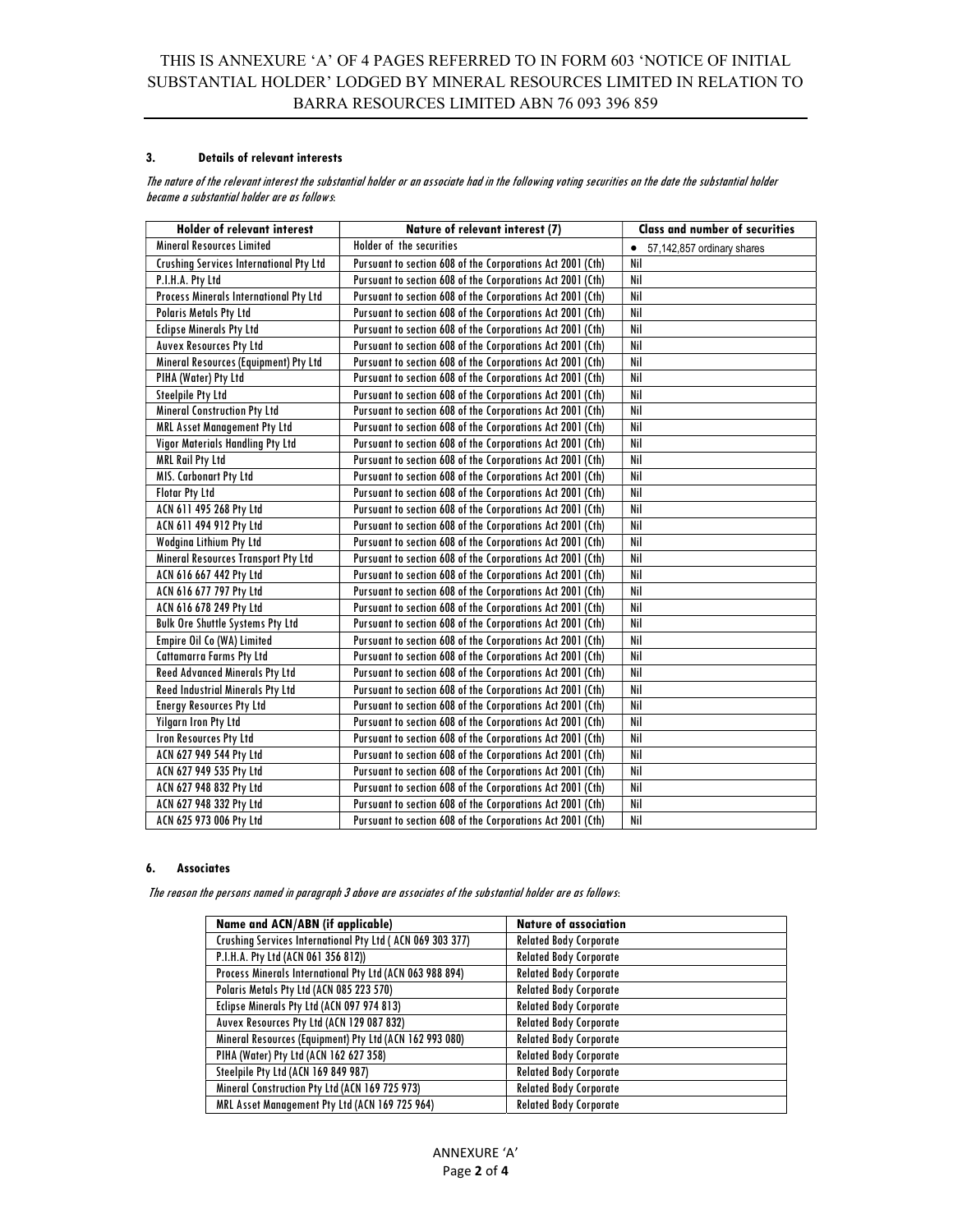THIS IS ANNEXURE 'A' OF 4 PAGES REFERRED TO IN FORM 603 'NOTICE OF INITIAL SUBSTANTIAL HOLDER' LODGED BY MINERAL RESOURCES LIMITED IN RELATION TO BARRA RESOURCES LIMITED ABN 76 093 396 859

### 3. Details of relevant interests

*The nature of the relevant interest the substantial holder or an associate had in the following voting securities on the date the substantial holder became a substantial holder are as follows:*

| Holder of relevant interest | Nature of relevant interest (7) | Class and number of securities |
|---|---|---|
| Mineral Resources Limited | Holder of the securities | • 57,142,857 ordinary shares |
| Crushing Services International Pty Ltd | Pursuant to section 608 of the Corporations Act 2001 (Cth) | Nil |
| P.I.H.A. Pty Ltd | Pursuant to section 608 of the Corporations Act 2001 (Cth) | Nil |
| Process Minerals International Pty Ltd | Pursuant to section 608 of the Corporations Act 2001 (Cth) | Nil |
| Polaris Metals Pty Ltd | Pursuant to section 608 of the Corporations Act 2001 (Cth) | Nil |
| Eclipse Minerals Pty Ltd | Pursuant to section 608 of the Corporations Act 2001 (Cth) | Nil |
| Auvex Resources Pty Ltd | Pursuant to section 608 of the Corporations Act 2001 (Cth) | Nil |
| Mineral Resources (Equipment) Pty Ltd | Pursuant to section 608 of the Corporations Act 2001 (Cth) | Nil |
| PIHA (Water) Pty Ltd | Pursuant to section 608 of the Corporations Act 2001 (Cth) | Nil |
| Steelpile Pty Ltd | Pursuant to section 608 of the Corporations Act 2001 (Cth) | Nil |
| Mineral Construction Pty Ltd | Pursuant to section 608 of the Corporations Act 2001 (Cth) | Nil |
| MRL Asset Management Pty Ltd | Pursuant to section 608 of the Corporations Act 2001 (Cth) | Nil |
| Vigor Materials Handling Pty Ltd | Pursuant to section 608 of the Corporations Act 2001 (Cth) | Nil |
| MRL Rail Pty Ltd | Pursuant to section 608 of the Corporations Act 2001 (Cth) | Nil |
| MIS. Carbonart Pty Ltd | Pursuant to section 608 of the Corporations Act 2001 (Cth) | Nil |
| Flotar Pty Ltd | Pursuant to section 608 of the Corporations Act 2001 (Cth) | Nil |
| ACN 611 495 268 Pty Ltd | Pursuant to section 608 of the Corporations Act 2001 (Cth) | Nil |
| ACN 611 494 912 Pty Ltd | Pursuant to section 608 of the Corporations Act 2001 (Cth) | Nil |
| Wodgina Lithium Pty Ltd | Pursuant to section 608 of the Corporations Act 2001 (Cth) | Nil |
| Mineral Resources Transport Pty Ltd | Pursuant to section 608 of the Corporations Act 2001 (Cth) | Nil |
| ACN 616 667 442 Pty Ltd | Pursuant to section 608 of the Corporations Act 2001 (Cth) | Nil |
| ACN 616 677 797 Pty Ltd | Pursuant to section 608 of the Corporations Act 2001 (Cth) | Nil |
| ACN 616 678 249 Pty Ltd | Pursuant to section 608 of the Corporations Act 2001 (Cth) | Nil |
| Bulk Ore Shuttle Systems Pty Ltd | Pursuant to section 608 of the Corporations Act 2001 (Cth) | Nil |
| Empire Oil Co (WA) Limited | Pursuant to section 608 of the Corporations Act 2001 (Cth) | Nil |
| Cattamarra Farms Pty Ltd | Pursuant to section 608 of the Corporations Act 2001 (Cth) | Nil |
| Reed Advanced Minerals Pty Ltd | Pursuant to section 608 of the Corporations Act 2001 (Cth) | Nil |
| Reed Industrial Minerals Pty Ltd | Pursuant to section 608 of the Corporations Act 2001 (Cth) | Nil |
| Energy Resources Pty Ltd | Pursuant to section 608 of the Corporations Act 2001 (Cth) | Nil |
| Yilgarn Iron Pty Ltd | Pursuant to section 608 of the Corporations Act 2001 (Cth) | Nil |
| Iron Resources Pty Ltd | Pursuant to section 608 of the Corporations Act 2001 (Cth) | Nil |
| ACN 627 949 544 Pty Ltd | Pursuant to section 608 of the Corporations Act 2001 (Cth) | Nil |
| ACN 627 949 535 Pty Ltd | Pursuant to section 608 of the Corporations Act 2001 (Cth) | Nil |
| ACN 627 948 832 Pty Ltd | Pursuant to section 608 of the Corporations Act 2001 (Cth) | Nil |
| ACN 627 948 332 Pty Ltd | Pursuant to section 608 of the Corporations Act 2001 (Cth) | Nil |
| ACN 625 973 006 Pty Ltd | Pursuant to section 608 of the Corporations Act 2001 (Cth) | Nil |

### 6. Associates

*The reason the persons named in paragraph 3 above are associates of the substantial holder are as follows:*

| Name and ACN/ABN (if applicable) | Nature of association |
|---|---|
| Crushing Services International Pty Ltd ( ACN 069 303 377) | Related Body Corporate |
| P.I.H.A. Pty Ltd (ACN 061 356 812)) | Related Body Corporate |
| Process Minerals International Pty Ltd (ACN 063 988 894) | Related Body Corporate |
| Polaris Metals Pty Ltd (ACN 085 223 570) | Related Body Corporate |
| Eclipse Minerals Pty Ltd (ACN 097 974 813) | Related Body Corporate |
| Auvex Resources Pty Ltd (ACN 129 087 832) | Related Body Corporate |
| Mineral Resources (Equipment) Pty Ltd (ACN 162 993 080) | Related Body Corporate |
| PIHA (Water) Pty Ltd (ACN 162 627 358) | Related Body Corporate |
| Steelpile Pty Ltd (ACN 169 849 987) | Related Body Corporate |
| Mineral Construction Pty Ltd (ACN 169 725 973) | Related Body Corporate |
| MRL Asset Management Pty Ltd (ACN 169 725 964) | Related Body Corporate |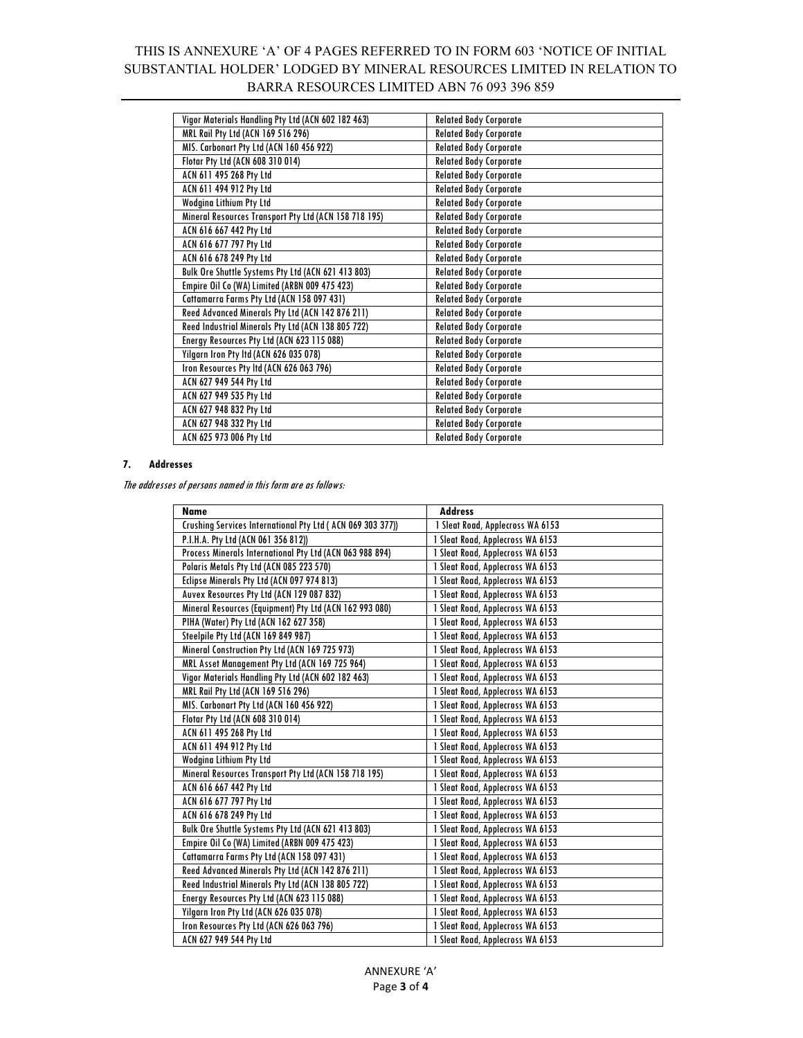THIS IS ANNEXURE 'A' OF 4 PAGES REFERRED TO IN FORM 603 'NOTICE OF INITIAL SUBSTANTIAL HOLDER' LODGED BY MINERAL RESOURCES LIMITED IN RELATION TO BARRA RESOURCES LIMITED ABN 76 093 396 859

| | |
|---|---|
| Vigor Materials Handling Pty Ltd (ACN 602 182 463) | Related Body Corporate |
| MRL Rail Pty Ltd (ACN 169 516 296) | Related Body Corporate |
| MIS. Carbonart Pty Ltd (ACN 160 456 922) | Related Body Corporate |
| Flotar Pty Ltd (ACN 608 310 014) | Related Body Corporate |
| ACN 611 495 268 Pty Ltd | Related Body Corporate |
| ACN 611 494 912 Pty Ltd | Related Body Corporate |
| Wodgina Lithium Pty Ltd | Related Body Corporate |
| Mineral Resources Transport Pty Ltd (ACN 158 718 195) | Related Body Corporate |
| ACN 616 667 442 Pty Ltd | Related Body Corporate |
| ACN 616 677 797 Pty Ltd | Related Body Corporate |
| ACN 616 678 249 Pty Ltd | Related Body Corporate |
| Bulk Ore Shuttle Systems Pty Ltd (ACN 621 413 803) | Related Body Corporate |
| Empire Oil Co (WA) Limited (ARBN 009 475 423) | Related Body Corporate |
| Cattamarra Farms Pty Ltd (ACN 158 097 431) | Related Body Corporate |
| Reed Advanced Minerals Pty Ltd (ACN 142 876 211) | Related Body Corporate |
| Reed Industrial Minerals Pty Ltd (ACN 138 805 722) | Related Body Corporate |
| Energy Resources Pty Ltd (ACN 623 115 088) | Related Body Corporate |
| Yilgarn Iron Pty ltd (ACN 626 035 078) | Related Body Corporate |
| Iron Resources Pty ltd (ACN 626 063 796) | Related Body Corporate |
| ACN 627 949 544 Pty Ltd | Related Body Corporate |
| ACN 627 949 535 Pty Ltd | Related Body Corporate |
| ACN 627 948 832 Pty Ltd | Related Body Corporate |
| ACN 627 948 332 Pty Ltd | Related Body Corporate |
| ACN 625 973 006 Pty Ltd | Related Body Corporate |

**7. Addresses**

*The addresses of persons named in this form are as follows:*

| Name | Address |
|---|---|
| Crushing Services International Pty Ltd ( ACN 069 303 377)) | 1 Sleat Road, Applecross WA 6153 |
| P.I.H.A. Pty Ltd (ACN 061 356 812)) | 1 Sleat Road, Applecross WA 6153 |
| Process Minerals International Pty Ltd (ACN 063 988 894) | 1 Sleat Road, Applecross WA 6153 |
| Polaris Metals Pty Ltd (ACN 085 223 570) | 1 Sleat Road, Applecross WA 6153 |
| Eclipse Minerals Pty Ltd (ACN 097 974 813) | 1 Sleat Road, Applecross WA 6153 |
| Auvex Resources Pty Ltd (ACN 129 087 832) | 1 Sleat Road, Applecross WA 6153 |
| Mineral Resources (Equipment) Pty Ltd (ACN 162 993 080) | 1 Sleat Road, Applecross WA 6153 |
| PIHA (Water) Pty Ltd (ACN 162 627 358) | 1 Sleat Road, Applecross WA 6153 |
| Steelpile Pty Ltd (ACN 169 849 987) | 1 Sleat Road, Applecross WA 6153 |
| Mineral Construction Pty Ltd (ACN 169 725 973) | 1 Sleat Road, Applecross WA 6153 |
| MRL Asset Management Pty Ltd (ACN 169 725 964) | 1 Sleat Road, Applecross WA 6153 |
| Vigor Materials Handling Pty Ltd (ACN 602 182 463) | 1 Sleat Road, Applecross WA 6153 |
| MRL Rail Pty Ltd (ACN 169 516 296) | 1 Sleat Road, Applecross WA 6153 |
| MIS. Carbonart Pty Ltd (ACN 160 456 922) | 1 Sleat Road, Applecross WA 6153 |
| Flotar Pty Ltd (ACN 608 310 014) | 1 Sleat Road, Applecross WA 6153 |
| ACN 611 495 268 Pty Ltd | 1 Sleat Road, Applecross WA 6153 |
| ACN 611 494 912 Pty Ltd | 1 Sleat Road, Applecross WA 6153 |
| Wodgina Lithium Pty Ltd | 1 Sleat Road, Applecross WA 6153 |
| Mineral Resources Transport Pty Ltd (ACN 158 718 195) | 1 Sleat Road, Applecross WA 6153 |
| ACN 616 667 442 Pty Ltd | 1 Sleat Road, Applecross WA 6153 |
| ACN 616 677 797 Pty Ltd | 1 Sleat Road, Applecross WA 6153 |
| ACN 616 678 249 Pty Ltd | 1 Sleat Road, Applecross WA 6153 |
| Bulk Ore Shuttle Systems Pty Ltd (ACN 621 413 803) | 1 Sleat Road, Applecross WA 6153 |
| Empire Oil Co (WA) Limited (ARBN 009 475 423) | 1 Sleat Road, Applecross WA 6153 |
| Cattamarra Farms Pty Ltd (ACN 158 097 431) | 1 Sleat Road, Applecross WA 6153 |
| Reed Advanced Minerals Pty Ltd (ACN 142 876 211) | 1 Sleat Road, Applecross WA 6153 |
| Reed Industrial Minerals Pty Ltd (ACN 138 805 722) | 1 Sleat Road, Applecross WA 6153 |
| Energy Resources Pty Ltd (ACN 623 115 088) | 1 Sleat Road, Applecross WA 6153 |
| Yilgarn Iron Pty ltd (ACN 626 035 078) | 1 Sleat Road, Applecross WA 6153 |
| Iron Resources Pty ltd (ACN 626 063 796) | 1 Sleat Road, Applecross WA 6153 |
| ACN 627 949 544 Pty Ltd | 1 Sleat Road, Applecross WA 6153 |

ANNEXURE 'A'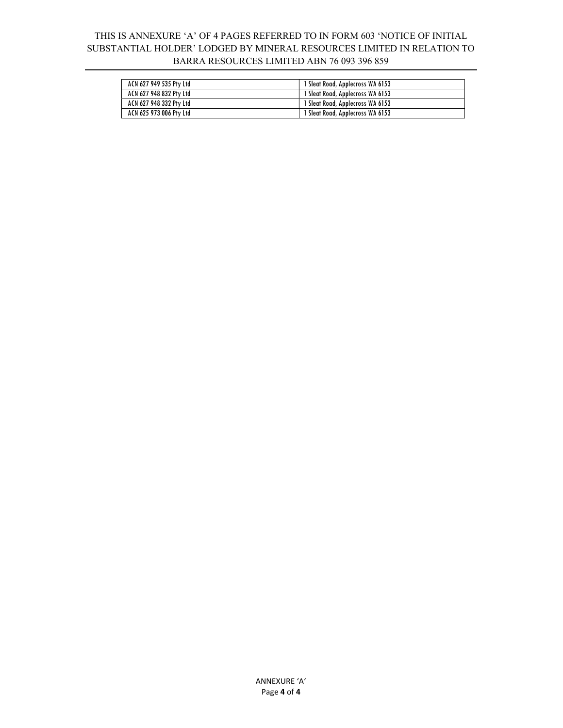| | |
|---|---|
| ACN 627 949 535 Pty Ltd | 1 Sleat Road, Applecross WA 6153 |
| ACN 627 948 832 Pty Ltd | 1 Sleat Road, Applecross WA 6153 |
| ACN 627 948 332 Pty Ltd | 1 Sleat Road, Applecross WA 6153 |
| ACN 625 973 006 Pty Ltd | 1 Sleat Road, Applecross WA 6153 |